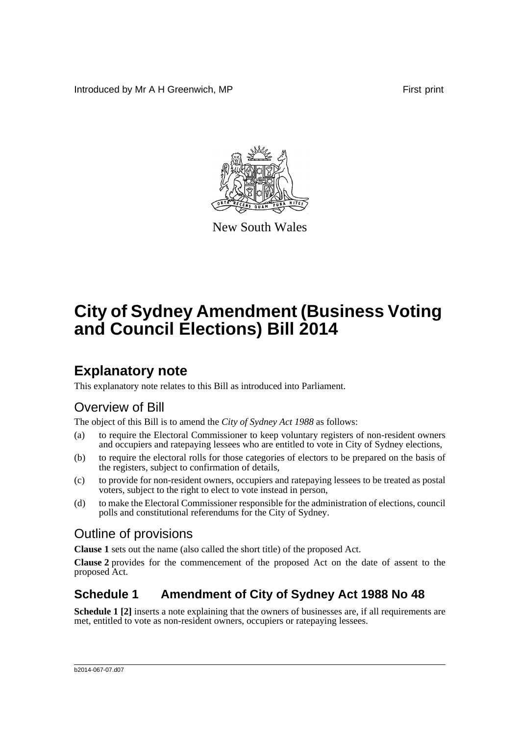Introduced by Mr A H Greenwich, MP

First print

New South Wales

# City of Sydney Amendment (Business Voting and Council Elections) Bill 2014

## Explanatory note

This explanatory note relates to this Bill as introduced into Parliament.

### Overview of Bill

The object of this Bill is to amend the *City of Sydney Act 1988* as follows:

(a) to require the Electoral Commissioner to keep voluntary registers of non-resident owners and occupiers and ratepaying lessees who are entitled to vote in City of Sydney elections,

(b) to require the electoral rolls for those categories of electors to be prepared on the basis of the registers, subject to confirmation of details,

(c) to provide for non-resident owners, occupiers and ratepaying lessees to be treated as postal voters, subject to the right to elect to vote instead in person,

(d) to make the Electoral Commissioner responsible for the administration of elections, council polls and constitutional referendums for the City of Sydney.

### Outline of provisions

**Clause 1** sets out the name (also called the short title) of the proposed Act.

**Clause 2** provides for the commencement of the proposed Act on the date of assent to the proposed Act.

## Schedule 1 Amendment of City of Sydney Act 1988 No 48

**Schedule 1 [2]** inserts a note explaining that the owners of businesses are, if all requirements are met, entitled to vote as non-resident owners, occupiers or ratepaying lessees.

b2014-067-07.d07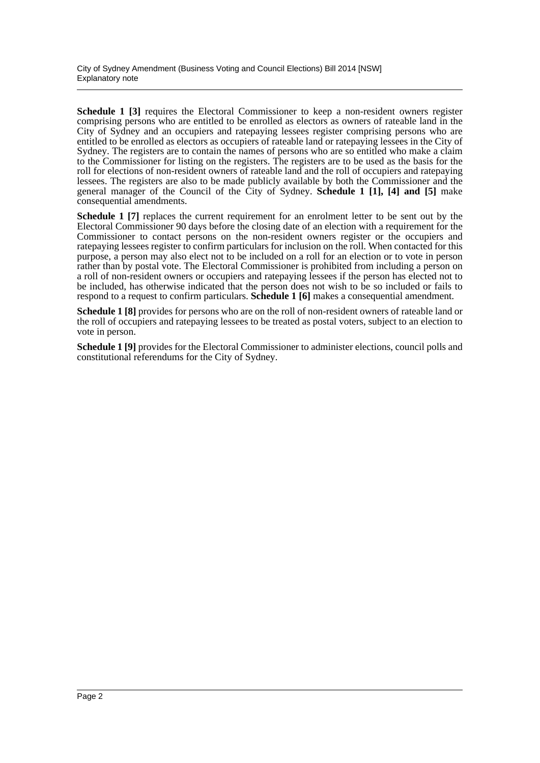**Schedule 1 [3]** requires the Electoral Commissioner to keep a non-resident owners register comprising persons who are entitled to be enrolled as electors as owners of rateable land in the City of Sydney and an occupiers and ratepaying lessees register comprising persons who are entitled to be enrolled as electors as occupiers of rateable land or ratepaying lessees in the City of Sydney. The registers are to contain the names of persons who are so entitled who make a claim to the Commissioner for listing on the registers. The registers are to be used as the basis for the roll for elections of non-resident owners of rateable land and the roll of occupiers and ratepaying lessees. The registers are also to be made publicly available by both the Commissioner and the general manager of the Council of the City of Sydney. **Schedule 1 [1], [4] and [5]** make consequential amendments.

**Schedule 1 [7]** replaces the current requirement for an enrolment letter to be sent out by the Electoral Commissioner 90 days before the closing date of an election with a requirement for the Commissioner to contact persons on the non-resident owners register or the occupiers and ratepaying lessees register to confirm particulars for inclusion on the roll. When contacted for this purpose, a person may also elect not to be included on a roll for an election or to vote in person rather than by postal vote. The Electoral Commissioner is prohibited from including a person on a roll of non-resident owners or occupiers and ratepaying lessees if the person has elected not to be included, has otherwise indicated that the person does not wish to be so included or fails to respond to a request to confirm particulars. **Schedule 1 [6]** makes a consequential amendment.

**Schedule 1 [8]** provides for persons who are on the roll of non-resident owners of rateable land or the roll of occupiers and ratepaying lessees to be treated as postal voters, subject to an election to vote in person.

**Schedule 1 [9]** provides for the Electoral Commissioner to administer elections, council polls and constitutional referendums for the City of Sydney.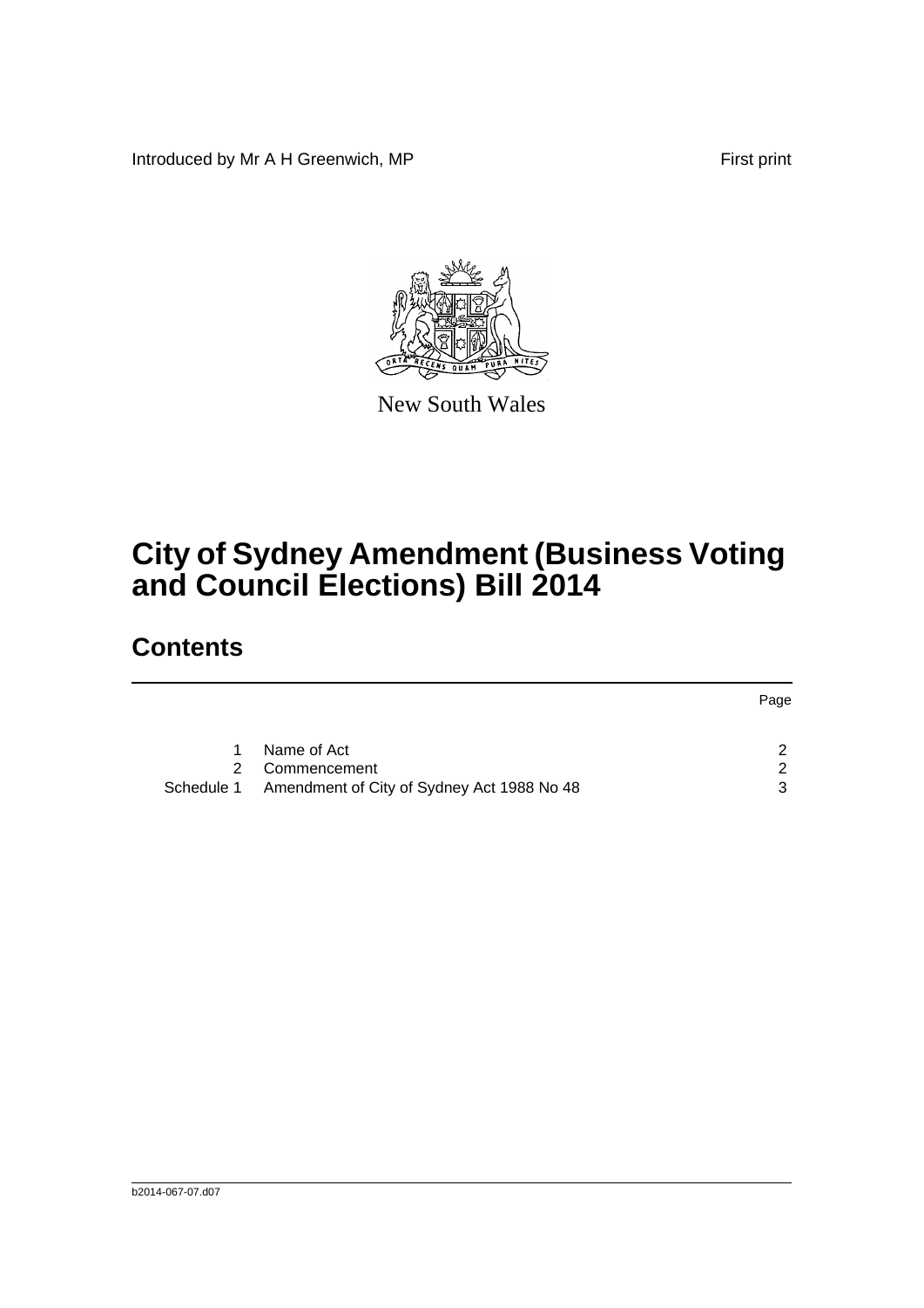Introduced by Mr A H Greenwich, MP

First print

New South Wales

# City of Sydney Amendment (Business Voting and Council Elections) Bill 2014

## Contents

| | | Page |
|---|---|---|
| 1 | Name of Act | 2 |
| 2 | Commencement | 2 |
| Schedule 1 | Amendment of City of Sydney Act 1988 No 48 | 3 |

b2014-067-07.d07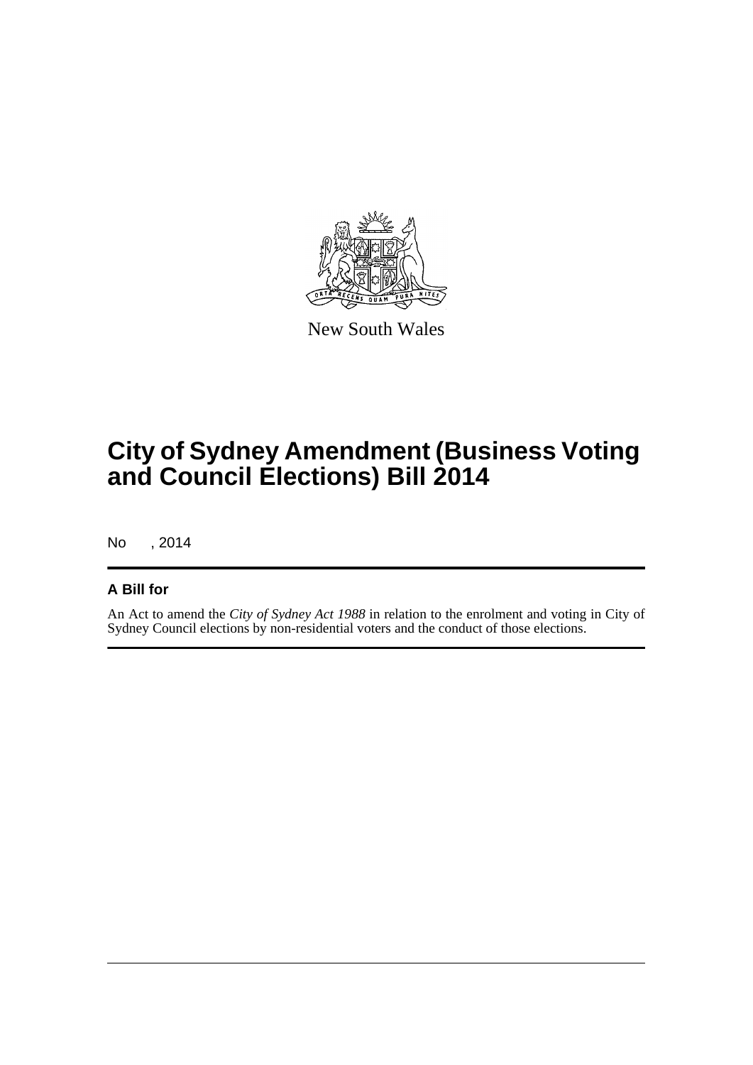New South Wales

# City of Sydney Amendment (Business Voting and Council Elections) Bill 2014

No , 2014

## A Bill for

An Act to amend the *City of Sydney Act 1988* in relation to the enrolment and voting in City of Sydney Council elections by non-residential voters and the conduct of those elections.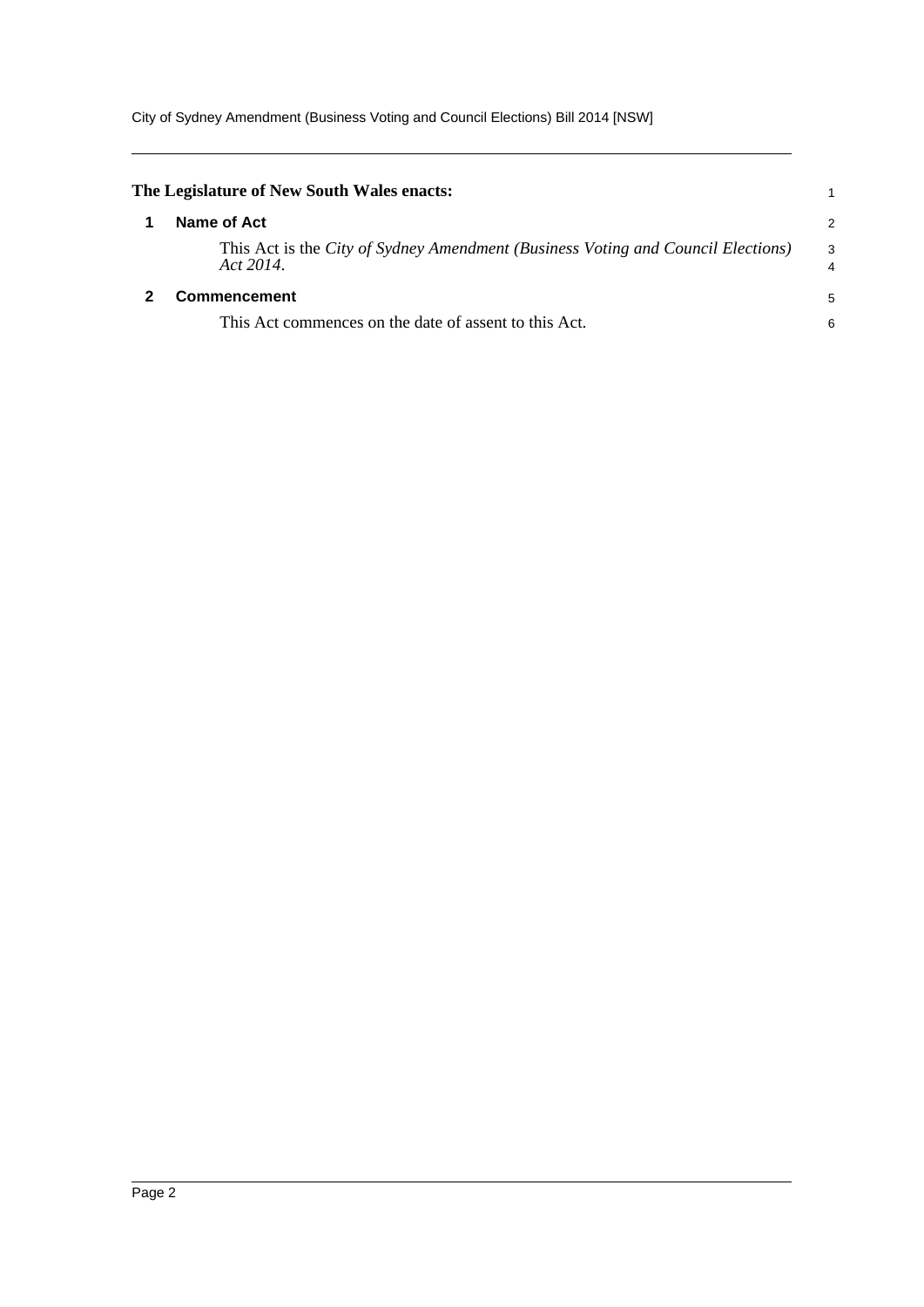**The Legislature of New South Wales enacts:**

## 1 Name of Act

This Act is the *City of Sydney Amendment (Business Voting and Council Elections) Act 2014*.

## 2 Commencement

This Act commences on the date of assent to this Act.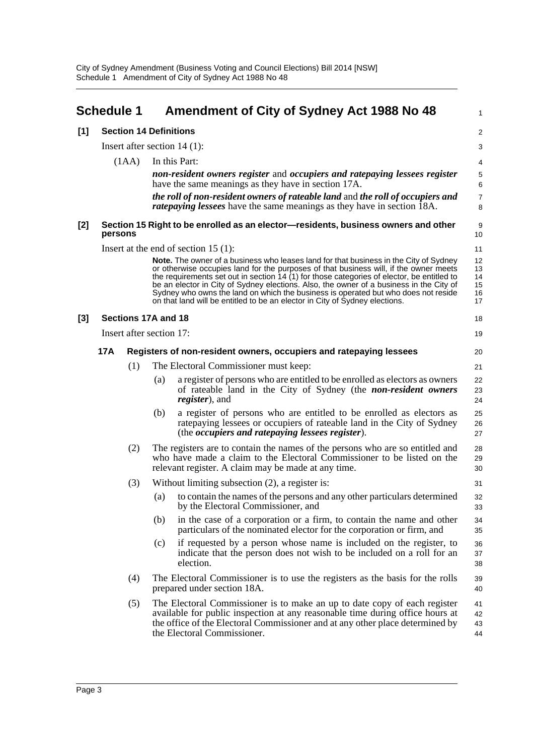# Schedule 1 Amendment of City of Sydney Act 1988 No 48

**[1] Section 14 Definitions**

Insert after section 14 (1):

(1AA) In this Part:

***non-resident owners register*** and ***occupiers and ratepaying lessees register*** have the same meanings as they have in section 17A.

***the roll of non-resident owners of rateable land*** and ***the roll of occupiers and ratepaying lessees*** have the same meanings as they have in section 18A.

**[2] Section 15 Right to be enrolled as an elector—residents, business owners and other persons**

Insert at the end of section 15 (1):

**Note.** The owner of a business who leases land for that business in the City of Sydney or otherwise occupies land for the purposes of that business will, if the owner meets the requirements set out in section 14 (1) for those categories of elector, be entitled to be an elector in City of Sydney elections. Also, the owner of a business in the City of Sydney who owns the land on which the business is operated but who does not reside on that land will be entitled to be an elector in City of Sydney elections.

**[3] Sections 17A and 18**

Insert after section 17:

**17A Registers of non-resident owners, occupiers and ratepaying lessees**

(1) The Electoral Commissioner must keep:

(a) a register of persons who are entitled to be enrolled as electors as owners of rateable land in the City of Sydney (the ***non-resident owners register***), and

(b) a register of persons who are entitled to be enrolled as electors as ratepaying lessees or occupiers of rateable land in the City of Sydney (the ***occupiers and ratepaying lessees register***).

(2) The registers are to contain the names of the persons who are so entitled and who have made a claim to the Electoral Commissioner to be listed on the relevant register. A claim may be made at any time.

(3) Without limiting subsection (2), a register is:

(a) to contain the names of the persons and any other particulars determined by the Electoral Commissioner, and

(b) in the case of a corporation or a firm, to contain the name and other particulars of the nominated elector for the corporation or firm, and

(c) if requested by a person whose name is included on the register, to indicate that the person does not wish to be included on a roll for an election.

(4) The Electoral Commissioner is to use the registers as the basis for the rolls prepared under section 18A.

(5) The Electoral Commissioner is to make an up to date copy of each register available for public inspection at any reasonable time during office hours at the office of the Electoral Commissioner and at any other place determined by the Electoral Commissioner.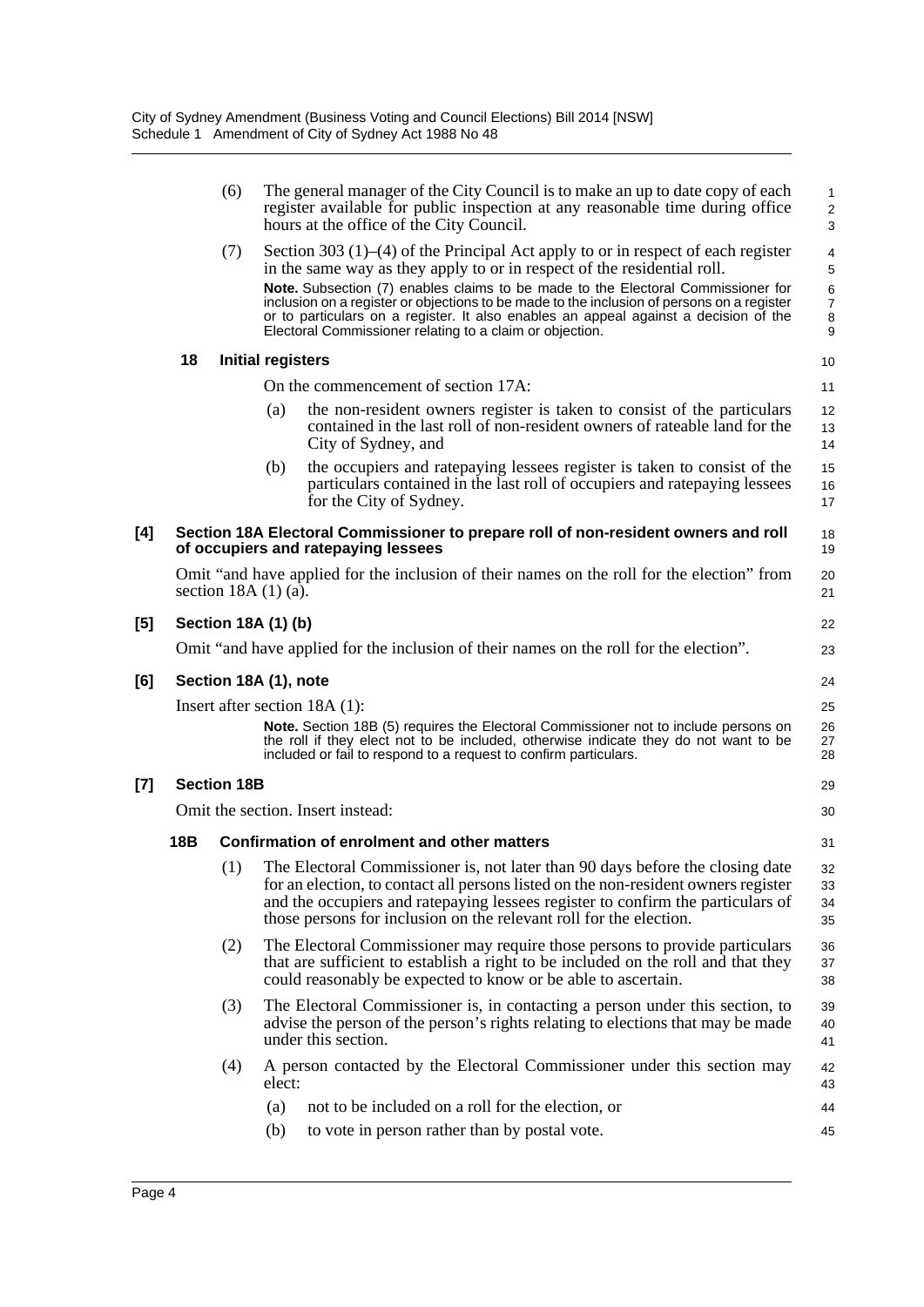(6) The general manager of the City Council is to make an up to date copy of each register available for public inspection at any reasonable time during office hours at the office of the City Council.

(7) Section 303 (1)–(4) of the Principal Act apply to or in respect of each register in the same way as they apply to or in respect of the residential roll.

**Note.** Subsection (7) enables claims to be made to the Electoral Commissioner for inclusion on a register or objections to be made to the inclusion of persons on a register or to particulars on a register. It also enables an appeal against a decision of the Electoral Commissioner relating to a claim or objection.

**18 Initial registers**

On the commencement of section 17A:

(a) the non-resident owners register is taken to consist of the particulars contained in the last roll of non-resident owners of rateable land for the City of Sydney, and

(b) the occupiers and ratepaying lessees register is taken to consist of the particulars contained in the last roll of occupiers and ratepaying lessees for the City of Sydney.

**[4] Section 18A Electoral Commissioner to prepare roll of non-resident owners and roll of occupiers and ratepaying lessees**

Omit "and have applied for the inclusion of their names on the roll for the election" from section 18A (1) (a).

**[5] Section 18A (1) (b)**

Omit "and have applied for the inclusion of their names on the roll for the election".

**[6] Section 18A (1), note**

Insert after section 18A (1):

**Note.** Section 18B (5) requires the Electoral Commissioner not to include persons on the roll if they elect not to be included, otherwise indicate they do not want to be included or fail to respond to a request to confirm particulars.

**[7] Section 18B**

Omit the section. Insert instead:

**18B Confirmation of enrolment and other matters**

(1) The Electoral Commissioner is, not later than 90 days before the closing date for an election, to contact all persons listed on the non-resident owners register and the occupiers and ratepaying lessees register to confirm the particulars of those persons for inclusion on the relevant roll for the election.

(2) The Electoral Commissioner may require those persons to provide particulars that are sufficient to establish a right to be included on the roll and that they could reasonably be expected to know or be able to ascertain.

(3) The Electoral Commissioner is, in contacting a person under this section, to advise the person of the person's rights relating to elections that may be made under this section.

(4) A person contacted by the Electoral Commissioner under this section may elect:

(a) not to be included on a roll for the election, or

(b) to vote in person rather than by postal vote.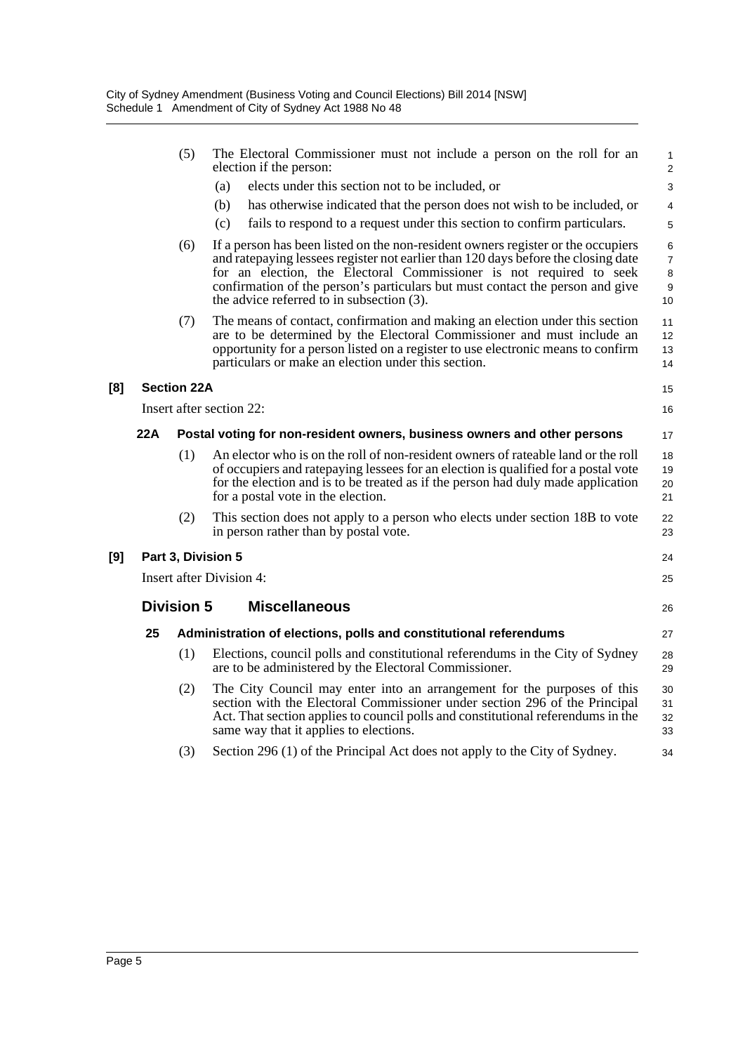(5) The Electoral Commissioner must not include a person on the roll for an election if the person:

(a) elects under this section not to be included, or

(b) has otherwise indicated that the person does not wish to be included, or

(c) fails to respond to a request under this section to confirm particulars.

(6) If a person has been listed on the non-resident owners register or the occupiers and ratepaying lessees register not earlier than 120 days before the closing date for an election, the Electoral Commissioner is not required to seek confirmation of the person's particulars but must contact the person and give the advice referred to in subsection (3).

(7) The means of contact, confirmation and making an election under this section are to be determined by the Electoral Commissioner and must include an opportunity for a person listed on a register to use electronic means to confirm particulars or make an election under this section.

**[8] Section 22A**

Insert after section 22:

**22A Postal voting for non-resident owners, business owners and other persons**

(1) An elector who is on the roll of non-resident owners of rateable land or the roll of occupiers and ratepaying lessees for an election is qualified for a postal vote for the election and is to be treated as if the person had duly made application for a postal vote in the election.

(2) This section does not apply to a person who elects under section 18B to vote in person rather than by postal vote.

**[9] Part 3, Division 5**

Insert after Division 4:

## Division 5 Miscellaneous

**25 Administration of elections, polls and constitutional referendums**

(1) Elections, council polls and constitutional referendums in the City of Sydney are to be administered by the Electoral Commissioner.

(2) The City Council may enter into an arrangement for the purposes of this section with the Electoral Commissioner under section 296 of the Principal Act. That section applies to council polls and constitutional referendums in the same way that it applies to elections.

(3) Section 296 (1) of the Principal Act does not apply to the City of Sydney.